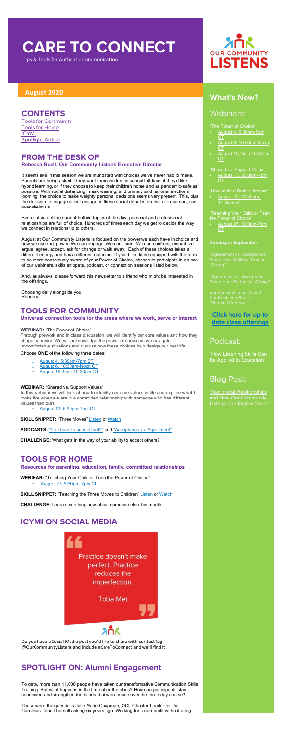# CARE TO CONNECT

Tips & Tools for Authentic Communication

**OUR COMMUNITY LISTENS**

**August 2020**

## CONTENTS

Tools for Community
Tools for Home
ICYMI
Spotlight Article

## FROM THE DESK OF

**Rebecca Buell, Our Community Listens Executive Director**

It seems like in this season we are inundated with choices we've never had to make. Parents are being asked if they want their children in school full-time, if they'd like hybrid learning, or if they choose to keep their children home and as pandemic-safe as possible. With social distancing, mask wearing, and primary and national elections looming, the choice to make weighty personal decisions seems very present. This, plus the decision to engage or not engage in these social debates on-line or in-person, can overwhelm us.

Even outside of the current hotbed topics of the day, personal and professional relationships are full of choice. Hundreds of times each day we get to decide the way we connect in relationship to others.

August at Our Community Listens is focused on the power we each have in choice and how we use that power. We can engage. We can listen. We can confront, empathize, argue, agree, accept, ask for change or walk away. Each of these choices takes a different energy and has a different outcome. If you'd like to be equipped with the tools to be more consciously aware of your Power of Choice, choose to participate in on one of our webinars, skills snippets, podcast, or connection sessions listed below.

And, as always, please forward this newsletter to a friend who might be interested in the offerings.

Choosing daily alongside you,
Rebecca

## TOOLS FOR COMMUNITY

**Universal connection tools for the areas where we work, serve or interact**

**WEBINAR:** "The Power of Choice"
Through prework and in-class discussion, we will identify our core values and how they shape behavior. We will acknowledge the power of choice as we navigate uncomfortable situations and discuss how these choices help design our best life.

Choose **ONE** of the following three dates:

- August 4, 5:30pm-7pm CT
- August 6, 10:30am-Noon CT
- August 15, 9am-10:30am CT

**WEBINAR:** "Shared vs. Support Values"
In this webinar we will look at how to identify our core values in life and explore what it looks like when we are in a committed relationship with someone who has different values than ours.

- August 13, 5:30pm-7pm CT

**SKILL SNIPPET:** "Three Moves" Listen or Watch

**PODCASTS:** "Do I have to accept that?" and "Acceptance vs. Agreement"

**CHALLENGE:** What gets in the way of your ability to accept others?

## TOOLS FOR HOME

**Resources for parenting, education, family, committed relationships**

**WEBINAR:** "Teaching Your Child or Teen the Power of Choice"

- August 27, 5:30pm-7pm CT

**SKILL SNIPPET:** "Teaching the Three Moves to Children" Listen or Watch

**CHALLENGE:** Learn something new about someone else this month.

## ICYMI ON SOCIAL MEDIA

Practice doesn't make perfect. Practice reduces the imperfection.

Toba Met

Do you have a Social Media post you'd like to share with us? Just tag @OurCommunityListens and include #CareToConnect and we'll find it!

## SPOTLIGHT ON: Alumni Engagement

To date, more than 11,000 people have taken our transformative Communication Skills Training. But what happens in the time after the class? How can participants stay connected and strengthen the bonds that were made over the three-day course?

These were the questions Julie Marie Chapman, OCL Chapter Leader for the Carolinas, found herself asking six years ago. Working for a non-profit without a big

## What's New?

### Webinars:

"The Power of Choice"

- August 4, 5:30pm-7pm CT
- August 6, 10:30am-Noon CT
- August 15, 9am-10:30am CT

"Shared vs. Support Values"

- August 13, 5:30pm-7pm CT

"How to be a Better Listener"

- August 20, 10:30am-11:30am CT

"Teaching Your Child or Teen the Power of Choice"

- August 27, 5:30pm-7pm CT

**Coming in September:**

"Agreement vs. Acceptance: When Your Child or Teen is 'Wrong'"

"Agreement vs. Acceptance: When Your Partner is 'Wrong'"

And the next in our 8-part Confrontation Series: "Should I Confront"

**Click here for up to date class offerings**

### Podcast:

"How Listening Skills Can Be Applied to Education"

### Blog Post:

"Reciprocal Relationships and How Our Community Listens Can Inspire Youth"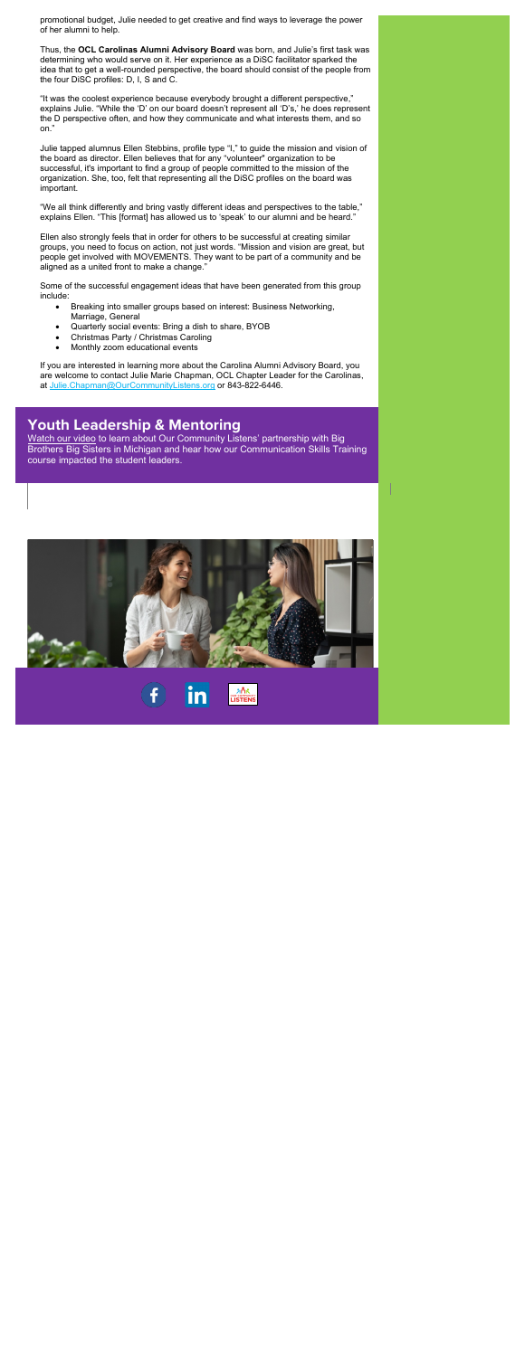promotional budget, Julie needed to get creative and find ways to leverage the power of her alumni to help.

Thus, the **OCL Carolinas Alumni Advisory Board** was born, and Julie's first task was determining who would serve on it. Her experience as a DiSC facilitator sparked the idea that to get a well-rounded perspective, the board should consist of the people from the four DiSC profiles: D, I, S and C.

"It was the coolest experience because everybody brought a different perspective," explains Julie. "While the 'D' on our board doesn't represent all 'D's,' he does represent the D perspective often, and how they communicate and what interests them, and so on."

Julie tapped alumnus Ellen Stebbins, profile type "I," to guide the mission and vision of the board as director. Ellen believes that for any "volunteer" organization to be successful, it's important to find a group of people committed to the mission of the organization. She, too, felt that representing all the DiSC profiles on the board was important.

"We all think differently and bring vastly different ideas and perspectives to the table," explains Ellen. "This [format] has allowed us to 'speak' to our alumni and be heard."

Ellen also strongly feels that in order for others to be successful at creating similar groups, you need to focus on action, not just words. "Mission and vision are great, but people get involved with MOVEMENTS. They want to be part of a community and be aligned as a united front to make a change."

Some of the successful engagement ideas that have been generated from this group include:

- Breaking into smaller groups based on interest: Business Networking, Marriage, General
- Quarterly social events: Bring a dish to share, BYOB
- Christmas Party / Christmas Caroling
- Monthly zoom educational events

If you are interested in learning more about the Carolina Alumni Advisory Board, you are welcome to contact Julie Marie Chapman, OCL Chapter Leader for the Carolinas, at Julie.Chapman@OurCommunityListens.org or 843-822-6446.

## Youth Leadership & Mentoring

Watch our video to learn about Our Community Listens' partnership with Big Brothers Big Sisters in Michigan and hear how our Communication Skills Training course impacted the student leaders.